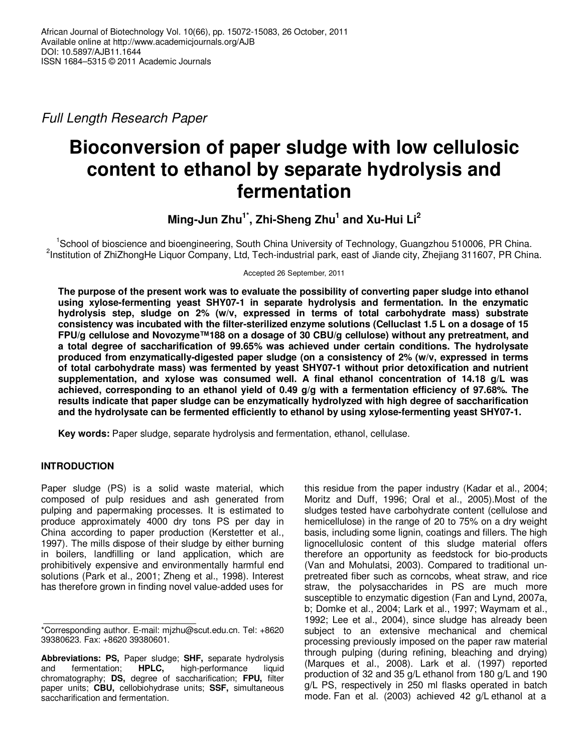Full Length Research Paper

# Bioconversion of paper sludge with low cellulosic content to ethanol by separate hydrolysis and fermentation

**Ming-Jun Zhu[1*], Zhi-Sheng Zhu[1] and Xu-Hui Li[2]**

[1]School of bioscience and bioengineering, South China University of Technology, Guangzhou 510006, PR China.
[2]Institution of ZhiZhongHe Liquor Company, Ltd, Tech-industrial park, east of Jiande city, Zhejiang 311607, PR China.

Accepted 26 September, 2011

**The purpose of the present work was to evaluate the possibility of converting paper sludge into ethanol using xylose-fermenting yeast SHY07-1 in separate hydrolysis and fermentation. In the enzymatic hydrolysis step, sludge on 2% (w/v, expressed in terms of total carbohydrate mass) substrate consistency was incubated with the filter-sterilized enzyme solutions (Celluclast 1.5 L on a dosage of 15 FPU/g cellulose and Novozyme™188 on a dosage of 30 CBU/g cellulose) without any pretreatment, and a total degree of saccharification of 99.65% was achieved under certain conditions. The hydrolysate produced from enzymatically-digested paper sludge (on a consistency of 2% (w/v, expressed in terms of total carbohydrate mass) was fermented by yeast SHY07-1 without prior detoxification and nutrient supplementation, and xylose was consumed well. A final ethanol concentration of 14.18 g/L was achieved, corresponding to an ethanol yield of 0.49 g/g with a fermentation efficiency of 97.68%. The results indicate that paper sludge can be enzymatically hydrolyzed with high degree of saccharification and the hydrolysate can be fermented efficiently to ethanol by using xylose-fermenting yeast SHY07-1.**

**Key words:** Paper sludge, separate hydrolysis and fermentation, ethanol, cellulase.

## INTRODUCTION

Paper sludge (PS) is a solid waste material, which composed of pulp residues and ash generated from pulping and papermaking processes. It is estimated to produce approximately 4000 dry tons PS per day in China according to paper production (Kerstetter et al., 1997). The mills dispose of their sludge by either burning in boilers, landfilling or land application, which are prohibitively expensive and environmentally harmful end solutions (Park et al., 2001; Zheng et al., 1998). Interest has therefore grown in finding novel value-added uses for this residue from the paper industry (Kadar et al., 2004; Moritz and Duff, 1996; Oral et al., 2005).Most of the sludges tested have carbohydrate content (cellulose and hemicellulose) in the range of 20 to 75% on a dry weight basis, including some lignin, coatings and fillers. The high lignocellulosic content of this sludge material offers therefore an opportunity as feedstock for bio-products (Van and Mohulatsi, 2003). Compared to traditional un-pretreated fiber such as corncobs, wheat straw, and rice straw, the polysaccharides in PS are much more susceptible to enzymatic digestion (Fan and Lynd, 2007a, b; Domke et al., 2004; Lark et al., 1997; Waymam et al., 1992; Lee et al., 2004), since sludge has already been subject to an extensive mechanical and chemical processing previously imposed on the paper raw material through pulping (during refining, bleaching and drying) (Marques et al., 2008). Lark et al. (1997) reported production of 32 and 35 g/L ethanol from 180 g/L and 190 g/L PS, respectively in 250 ml flasks operated in batch mode. Fan et al. (2003) achieved 42 g/L ethanol at a

*Corresponding author. E-mail: mjzhu@scut.edu.cn. Tel: +8620 39380623. Fax: +8620 39380601.

**Abbreviations: PS,** Paper sludge; **SHF,** separate hydrolysis and fermentation; **HPLC,** high-performance liquid chromatography; **DS,** degree of saccharification; **FPU,** filter paper units; **CBU,** cellobiohydrase units; **SSF,** simultaneous saccharification and fermentation.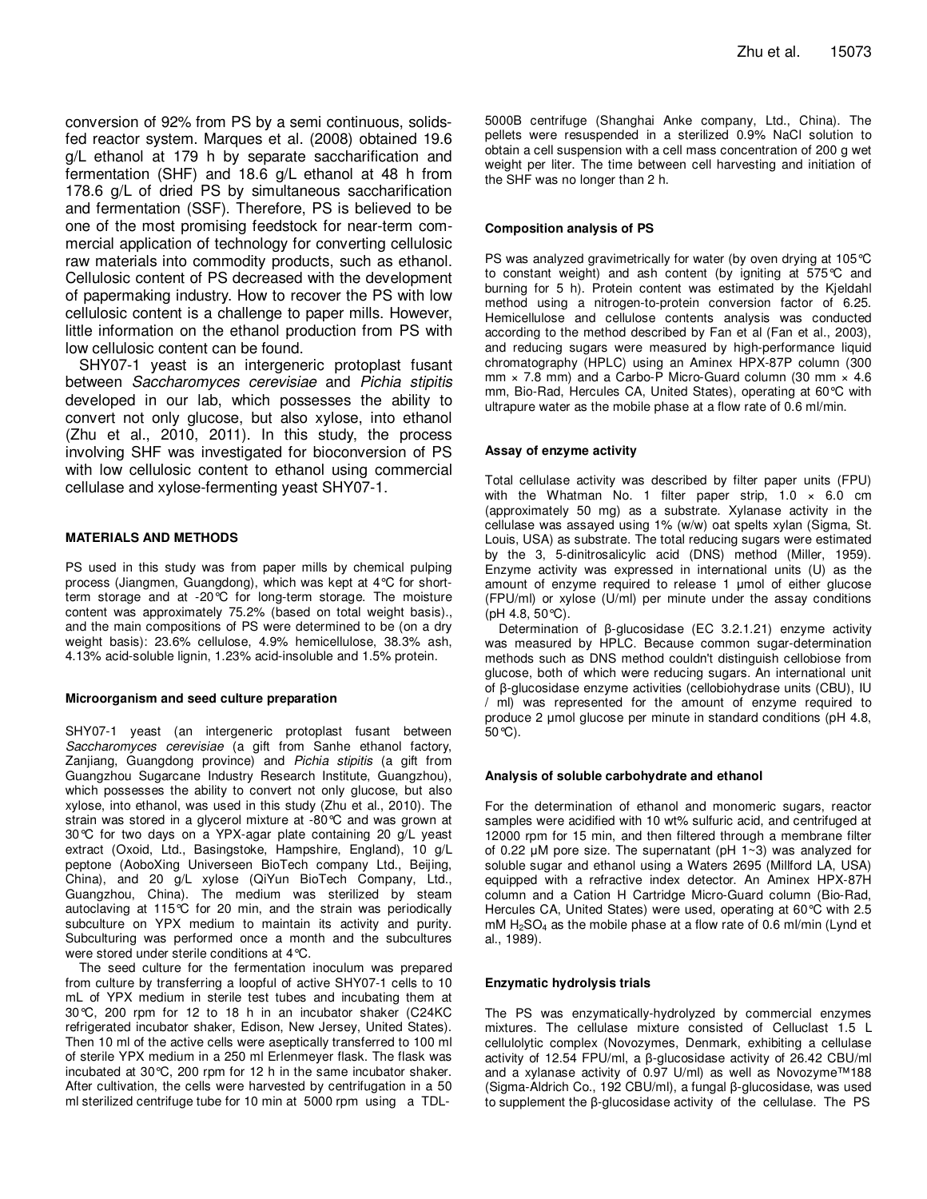conversion of 92% from PS by a semi continuous, solids-fed reactor system. Marques et al. (2008) obtained 19.6 g/L ethanol at 179 h by separate saccharification and fermentation (SHF) and 18.6 g/L ethanol at 48 h from 178.6 g/L of dried PS by simultaneous saccharification and fermentation (SSF). Therefore, PS is believed to be one of the most promising feedstock for near-term commercial application of technology for converting cellulosic raw materials into commodity products, such as ethanol. Cellulosic content of PS decreased with the development of papermaking industry. How to recover the PS with low cellulosic content is a challenge to paper mills. However, little information on the ethanol production from PS with low cellulosic content can be found.

SHY07-1 yeast is an intergeneric protoplast fusant between *Saccharomyces cerevisiae* and *Pichia stipitis* developed in our lab, which possesses the ability to convert not only glucose, but also xylose, into ethanol (Zhu et al., 2010, 2011). In this study, the process involving SHF was investigated for bioconversion of PS with low cellulosic content to ethanol using commercial cellulase and xylose-fermenting yeast SHY07-1.

## MATERIALS AND METHODS

PS used in this study was from paper mills by chemical pulping process (Jiangmen, Guangdong), which was kept at 4°C for short-term storage and at -20°C for long-term storage. The moisture content was approximately 75.2% (based on total weight basis)., and the main compositions of PS were determined to be (on a dry weight basis): 23.6% cellulose, 4.9% hemicellulose, 38.3% ash, 4.13% acid-soluble lignin, 1.23% acid-insoluble and 1.5% protein.

### Microorganism and seed culture preparation

SHY07-1 yeast (an intergeneric protoplast fusant between *Saccharomyces cerevisiae* (a gift from Sanhe ethanol factory, Zanjiang, Guangdong province) and *Pichia stipitis* (a gift from Guangzhou Sugarcane Industry Research Institute, Guangzhou), which possesses the ability to convert not only glucose, but also xylose, into ethanol, was used in this study (Zhu et al., 2010). The strain was stored in a glycerol mixture at -80°C and was grown at 30°C for two days on a YPX-agar plate containing 20 g/L yeast extract (Oxoid, Ltd., Basingstoke, Hampshire, England), 10 g/L peptone (AoboXing Universeen BioTech company Ltd., Beijing, China), and 20 g/L xylose (QiYun BioTech Company, Ltd., Guangzhou, China). The medium was sterilized by steam autoclaving at 115°C for 20 min, and the strain was periodically subculture on YPX medium to maintain its activity and purity. Subculturing was performed once a month and the subcultures were stored under sterile conditions at 4°C.

The seed culture for the fermentation inoculum was prepared from culture by transferring a loopful of active SHY07-1 cells to 10 mL of YPX medium in sterile test tubes and incubating them at 30°C, 200 rpm for 12 to 18 h in an incubator shaker (C24KC refrigerated incubator shaker, Edison, New Jersey, United States). Then 10 ml of the active cells were aseptically transferred to 100 ml of sterile YPX medium in a 250 ml Erlenmeyer flask. The flask was incubated at 30°C, 200 rpm for 12 h in the same incubator shaker. After cultivation, the cells were harvested by centrifugation in a 50 ml sterilized centrifuge tube for 10 min at 5000 rpm using a TDL-5000B centrifuge (Shanghai Anke company, Ltd., China). The pellets were resuspended in a sterilized 0.9% NaCl solution to obtain a cell suspension with a cell mass concentration of 200 g wet weight per liter. The time between cell harvesting and initiation of the SHF was no longer than 2 h.

### Composition analysis of PS

PS was analyzed gravimetrically for water (by oven drying at 105°C to constant weight) and ash content (by igniting at 575°C and burning for 5 h). Protein content was estimated by the Kjeldahl method using a nitrogen-to-protein conversion factor of 6.25. Hemicellulose and cellulose contents analysis was conducted according to the method described by Fan et al (Fan et al., 2003), and reducing sugars were measured by high-performance liquid chromatography (HPLC) using an Aminex HPX-87P column (300 mm × 7.8 mm) and a Carbo-P Micro-Guard column (30 mm × 4.6 mm, Bio-Rad, Hercules CA, United States), operating at 60°C with ultrapure water as the mobile phase at a flow rate of 0.6 ml/min.

### Assay of enzyme activity

Total cellulase activity was described by filter paper units (FPU) with the Whatman No. 1 filter paper strip, 1.0 × 6.0 cm (approximately 50 mg) as a substrate. Xylanase activity in the cellulase was assayed using 1% (w/w) oat spelts xylan (Sigma, St. Louis, USA) as substrate. The total reducing sugars were estimated by the 3, 5-dinitrosalicylic acid (DNS) method (Miller, 1959). Enzyme activity was expressed in international units (U) as the amount of enzyme required to release 1 µmol of either glucose (FPU/ml) or xylose (U/ml) per minute under the assay conditions (pH 4.8, 50°C).

Determination of β-glucosidase (EC 3.2.1.21) enzyme activity was measured by HPLC. Because common sugar-determination methods such as DNS method couldn't distinguish cellobiose from glucose, both of which were reducing sugars. An international unit of β-glucosidase enzyme activities (cellobiohydrase units (CBU), IU / ml) was represented for the amount of enzyme required to produce 2 µmol glucose per minute in standard conditions (pH 4.8, 50°C).

### Analysis of soluble carbohydrate and ethanol

For the determination of ethanol and monomeric sugars, reactor samples were acidified with 10 wt% sulfuric acid, and centrifuged at 12000 rpm for 15 min, and then filtered through a membrane filter of 0.22 µM pore size. The supernatant (pH 1~3) was analyzed for soluble sugar and ethanol using a Waters 2695 (Millford LA, USA) equipped with a refractive index detector. An Aminex HPX-87H column and a Cation H Cartridge Micro-Guard column (Bio-Rad, Hercules CA, United States) were used, operating at 60°C with 2.5 mM $H_2SO_4$ as the mobile phase at a flow rate of 0.6 ml/min (Lynd et al., 1989).

### Enzymatic hydrolysis trials

The PS was enzymatically-hydrolyzed by commercial enzymes mixtures. The cellulase mixture consisted of Celluclast 1.5 L cellulolytic complex (Novozymes, Denmark, exhibiting a cellulase activity of 12.54 FPU/ml, a β-glucosidase activity of 26.42 CBU/ml and a xylanase activity of 0.97 U/ml) as well as Novozyme™188 (Sigma-Aldrich Co., 192 CBU/ml), a fungal β-glucosidase, was used to supplement the β-glucosidase activity of the cellulase. The PS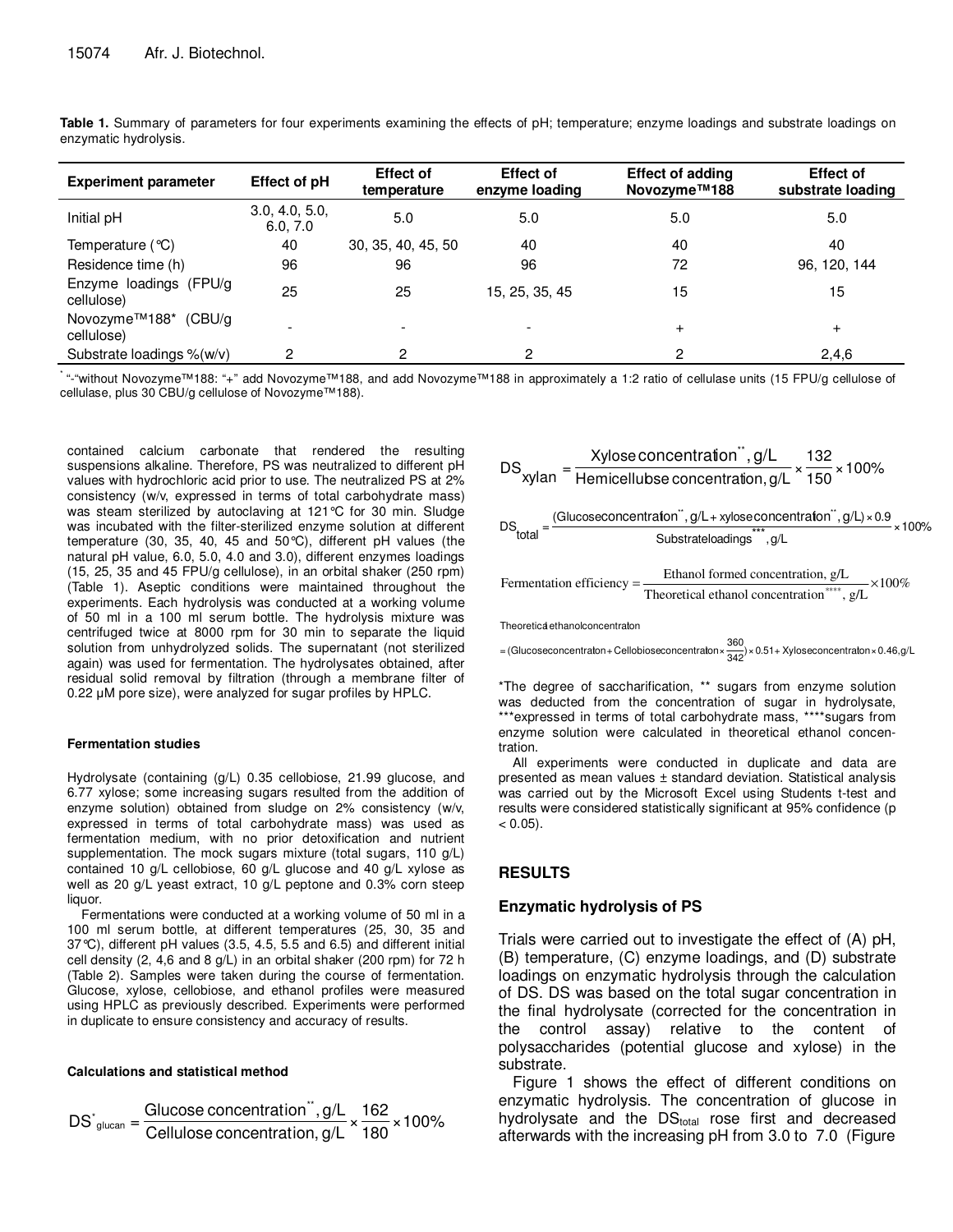**Table 1.** Summary of parameters for four experiments examining the effects of pH; temperature; enzyme loadings and substrate loadings on enzymatic hydrolysis.

| Experiment parameter | Effect of pH | Effect of temperature | Effect of enzyme loading | Effect of adding Novozyme™188 | Effect of substrate loading |
|---|---|---|---|---|---|
| Initial pH | 3.0, 4.0, 5.0, 6.0, 7.0 | 5.0 | 5.0 | 5.0 | 5.0 |
| Temperature (°C) | 40 | 30, 35, 40, 45, 50 | 40 | 40 | 40 |
| Residence time (h) | 96 | 96 | 96 | 72 | 96, 120, 144 |
| Enzyme loadings (FPU/g cellulose) | 25 | 25 | 15, 25, 35, 45 | 15 | 15 |
| Novozyme™188* (CBU/g cellulose) | - | - | - | + | + |
| Substrate loadings %(w/v) | 2 | 2 | 2 | 2 | 2,4,6 |

* "-"without Novozyme™188: "+" add Novozyme™188, and add Novozyme™188 in approximately a 1:2 ratio of cellulase units (15 FPU/g cellulose of cellulase, plus 30 CBU/g cellulose of Novozyme™188).

contained calcium carbonate that rendered the resulting suspensions alkaline. Therefore, PS was neutralized to different pH values with hydrochloric acid prior to use. The neutralized PS at 2% consistency (w/v, expressed in terms of total carbohydrate mass) was steam sterilized by autoclaving at 121°C for 30 min. Sludge was incubated with the filter-sterilized enzyme solution at different temperature (30, 35, 40, 45 and 50°C), different pH values (the natural pH value, 6.0, 5.0, 4.0 and 3.0), different enzymes loadings (15, 25, 35 and 45 FPU/g cellulose), in an orbital shaker (250 rpm) (Table 1). Aseptic conditions were maintained throughout the experiments. Each hydrolysis was conducted at a working volume of 50 ml in a 100 ml serum bottle. The hydrolysis mixture was centrifuged twice at 8000 rpm for 30 min to separate the liquid solution from unhydrolyzed solids. The supernatant (not sterilized again) was used for fermentation. The hydrolysates obtained, after residual solid removal by filtration (through a membrane filter of 0.22 μM pore size), were analyzed for sugar profiles by HPLC.

#### Fermentation studies

Hydrolysate (containing (g/L) 0.35 cellobiose, 21.99 glucose, and 6.77 xylose; some increasing sugars resulted from the addition of enzyme solution) obtained from sludge on 2% consistency (w/v, expressed in terms of total carbohydrate mass) was used as fermentation medium, with no prior detoxification and nutrient supplementation. The mock sugars mixture (total sugars, 110 g/L) contained 10 g/L cellobiose, 60 g/L glucose and 40 g/L xylose as well as 20 g/L yeast extract, 10 g/L peptone and 0.3% corn steep liquor.

Fermentations were conducted at a working volume of 50 ml in a 100 ml serum bottle, at different temperatures (25, 30, 35 and 37°C), different pH values (3.5, 4.5, 5.5 and 6.5) and different initial cell density (2, 4,6 and 8 g/L) in an orbital shaker (200 rpm) for 72 h (Table 2). Samples were taken during the course of fermentation. Glucose, xylose, cellobiose, and ethanol profiles were measured using HPLC as previously described. Experiments were performed in duplicate to ensure consistency and accuracy of results.

#### Calculations and statistical method

$$DS^{*}_{glucan} = \frac{\text{Glucose concentration}^{**}, g/L}{\text{Cellulose concentration}, g/L} \times \frac{162}{180} \times 100\%$$

$$DS_{xylan} = \frac{\text{Xylose concentration}^{**}, g/L}{\text{Hemicellubse concentration}, g/L} \times \frac{132}{150} \times 100\%$$

$$DS_{total} = \frac{(\text{Glucose concentration}^{**}, g/L + \text{xylose concentration}^{**}, g/L) \times 0.9}{\text{Substrate loadings}^{***}, g/L} \times 100\%$$

$$\text{Fermentation efficiency} = \frac{\text{Ethanol formed concentration, g/L}}{\text{Theoretical ethanol concentration}^{****}, g/L} \times 100\%$$

Theoretical ethanol concentraton

$$= (\text{Glucose concentraton} + \text{Cellobiose concentraton} \times \frac{360}{342}) \times 0.51 + \text{Xylose concentraton} \times 0.46, g/L$$

*The degree of saccharification, ** sugars from enzyme solution was deducted from the concentration of sugar in hydrolysate, ***expressed in terms of total carbohydrate mass, ****sugars from enzyme solution were calculated in theoretical ethanol concentration.

All experiments were conducted in duplicate and data are presented as mean values ± standard deviation. Statistical analysis was carried out by the Microsoft Excel using Students t-test and results were considered statistically significant at 95% confidence ($p < 0.05$).

## RESULTS

### Enzymatic hydrolysis of PS

Trials were carried out to investigate the effect of (A) pH, (B) temperature, (C) enzyme loadings, and (D) substrate loadings on enzymatic hydrolysis through the calculation of DS. DS was based on the total sugar concentration in the final hydrolysate (corrected for the concentration in the control assay) relative to the content of polysaccharides (potential glucose and xylose) in the substrate.

Figure 1 shows the effect of different conditions on enzymatic hydrolysis. The concentration of glucose in hydrolysate and the $DS_{total}$ rose first and decreased afterwards with the increasing pH from 3.0 to 7.0 (Figure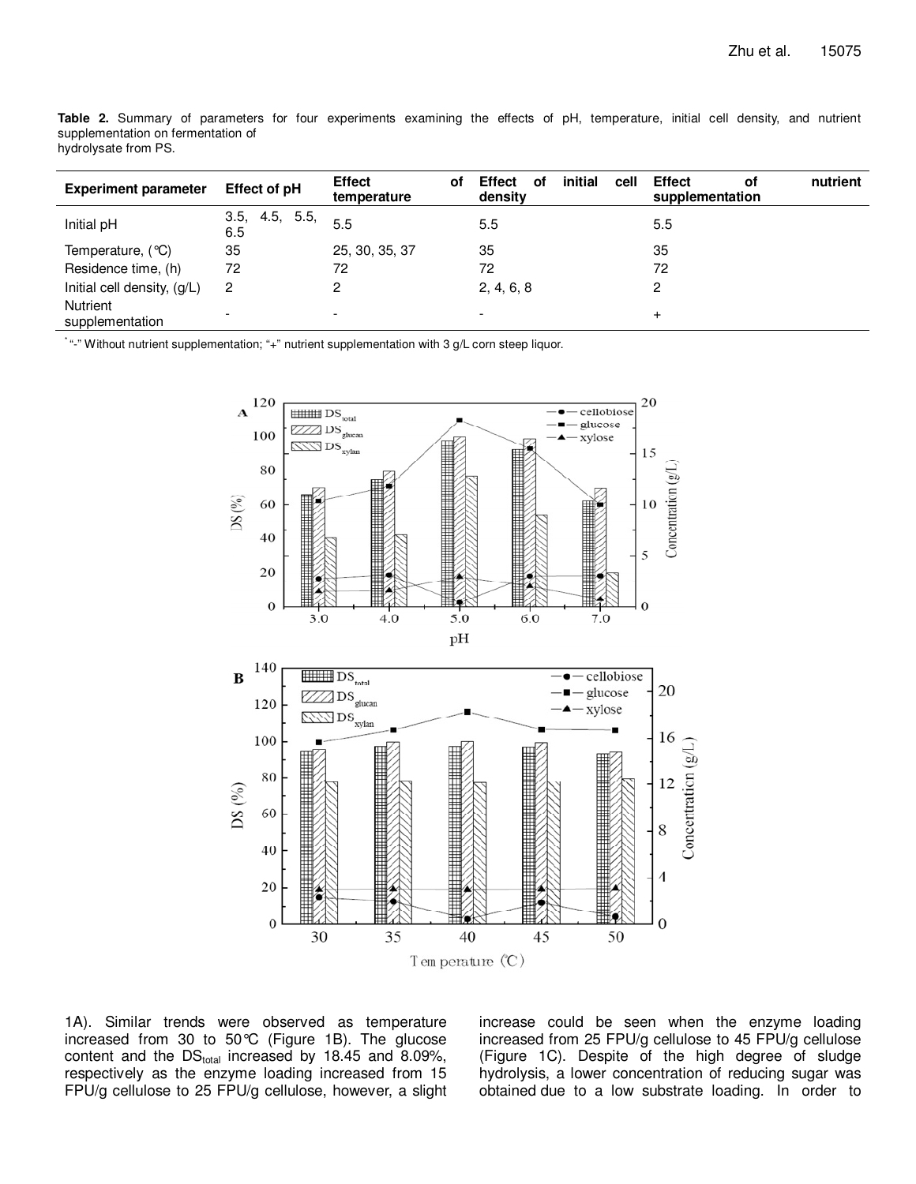**Table 2.** Summary of parameters for four experiments examining the effects of pH, temperature, initial cell density, and nutrient supplementation on fermentation of hydrolysate from PS.

| Experiment parameter | Effect of pH | Effect of temperature | Effect of initial cell density | Effect of nutrient supplementation |
|---|---|---|---|---|
| Initial pH | 3.5, 4.5, 5.5, 6.5 | 5.5 | 5.5 | 5.5 |
| Temperature, (°C) | 35 | 25, 30, 35, 37 | 35 | 35 |
| Residence time, (h) | 72 | 72 | 72 | 72 |
| Initial cell density, (g/L) | 2 | 2 | 2, 4, 6, 8 | 2 |
| Nutrient supplementation | - | - | - | + |

* "-" Without nutrient supplementation; "+" nutrient supplementation with 3 g/L corn steep liquor.

1A). Similar trends were observed as temperature increased from 30 to 50°C (Figure 1B). The glucose content and the $DS_{total}$ increased by 18.45 and 8.09%, respectively as the enzyme loading increased from 15 FPU/g cellulose to 25 FPU/g cellulose, however, a slight increase could be seen when the enzyme loading increased from 25 FPU/g cellulose to 45 FPU/g cellulose (Figure 1C). Despite of the high degree of sludge hydrolysis, a lower concentration of reducing sugar was obtained due to a low substrate loading. In order to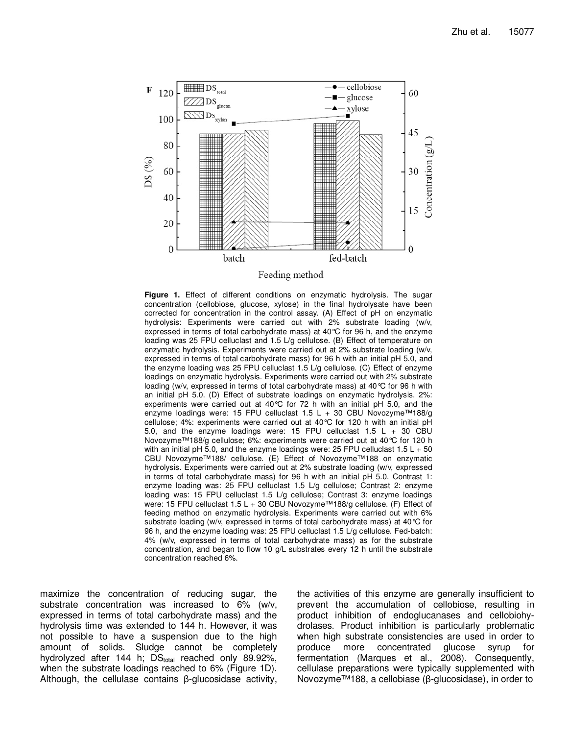**Figure 1.** Effect of different conditions on enzymatic hydrolysis. The sugar concentration (cellobiose, glucose, xylose) in the final hydrolysate have been corrected for concentration in the control assay. (A) Effect of pH on enzymatic hydrolysis: Experiments were carried out with 2% substrate loading (w/v, expressed in terms of total carbohydrate mass) at 40°C for 96 h, and the enzyme loading was 25 FPU celluclast and 1.5 L/g cellulose. (B) Effect of temperature on enzymatic hydrolysis. Experiments were carried out at 2% substrate loading (w/v, expressed in terms of total carbohydrate mass) for 96 h with an initial pH 5.0, and the enzyme loading was 25 FPU celluclast 1.5 L/g cellulose. (C) Effect of enzyme loadings on enzymatic hydrolysis. Experiments were carried out with 2% substrate loading (w/v, expressed in terms of total carbohydrate mass) at 40°C for 96 h with an initial pH 5.0. (D) Effect of substrate loadings on enzymatic hydrolysis. 2%: experiments were carried out at 40°C for 72 h with an initial pH 5.0, and the enzyme loadings were: 15 FPU celluclast 1.5 L + 30 CBU Novozyme™188/g cellulose; 4%: experiments were carried out at 40°C for 120 h with an initial pH 5.0, and the enzyme loadings were: 15 FPU celluclast 1.5 L + 30 CBU Novozyme™188/g cellulose; 6%: experiments were carried out at 40°C for 120 h with an initial pH 5.0, and the enzyme loadings were: 25 FPU celluclast 1.5 L + 50 CBU Novozyme™188/ cellulose. (E) Effect of Novozyme™188 on enzymatic hydrolysis. Experiments were carried out at 2% substrate loading (w/v, expressed in terms of total carbohydrate mass) for 96 h with an initial pH 5.0. Contrast 1: enzyme loading was: 25 FPU celluclast 1.5 L/g cellulose; Contrast 2: enzyme loading was: 15 FPU celluclast 1.5 L/g cellulose; Contrast 3: enzyme loadings were: 15 FPU celluclast 1.5 L + 30 CBU Novozyme™188/g cellulose. (F) Effect of feeding method on enzymatic hydrolysis. Experiments were carried out with 6% substrate loading (w/v, expressed in terms of total carbohydrate mass) at 40°C for 96 h, and the enzyme loading was: 25 FPU celluclast 1.5 L/g cellulose. Fed-batch: 4% (w/v, expressed in terms of total carbohydrate mass) as for the substrate concentration, and began to flow 10 g/L substrates every 12 h until the substrate concentration reached 6%.

maximize the concentration of reducing sugar, the substrate concentration was increased to 6% (w/v, expressed in terms of total carbohydrate mass) and the hydrolysis time was extended to 144 h. However, it was not possible to have a suspension due to the high amount of solids. Sludge cannot be completely hydrolyzed after 144 h; $DS_{total}$ reached only 89.92%, when the substrate loadings reached to 6% (Figure 1D). Although, the cellulase contains β-glucosidase activity, the activities of this enzyme are generally insufficient to prevent the accumulation of cellobiose, resulting in product inhibition of endoglucanases and cellobiohydrolases. Product inhibition is particularly problematic when high substrate consistencies are used in order to produce more concentrated glucose syrup for fermentation (Marques et al., 2008). Consequently, cellulase preparations were typically supplemented with Novozyme™188, a cellobiase (β-glucosidase), in order to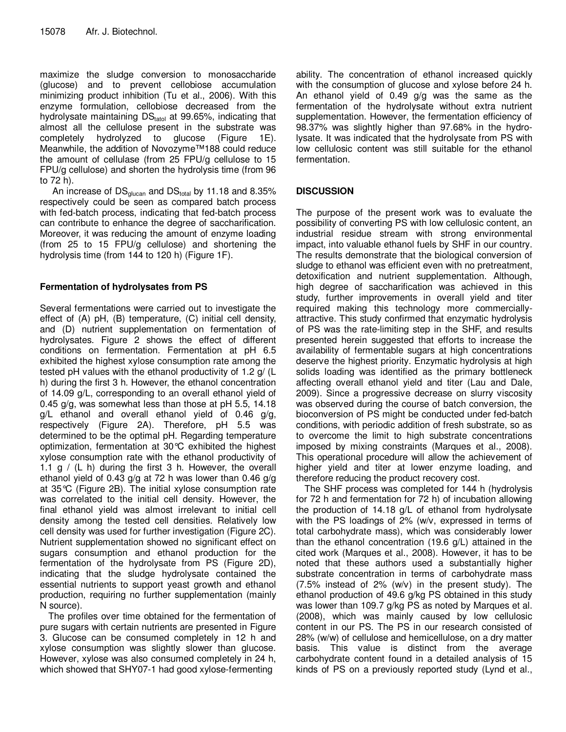maximize the sludge conversion to monosaccharide (glucose) and to prevent cellobiose accumulation minimizing product inhibition (Tu et al., 2006). With this enzyme formulation, cellobiose decreased from the hydrolysate maintaining $DS_{tatol}$ at 99.65%, indicating that almost all the cellulose present in the substrate was completely hydrolyzed to glucose (Figure 1E). Meanwhile, the addition of Novozyme™188 could reduce the amount of cellulase (from 25 FPU/g cellulose to 15 FPU/g cellulose) and shorten the hydrolysis time (from 96 to 72 h).

An increase of $DS_{glucan}$ and $DS_{total}$ by 11.18 and 8.35% respectively could be seen as compared batch process with fed-batch process, indicating that fed-batch process can contribute to enhance the degree of saccharification. Moreover, it was reducing the amount of enzyme loading (from 25 to 15 FPU/g cellulose) and shortening the hydrolysis time (from 144 to 120 h) (Figure 1F).

### Fermentation of hydrolysates from PS

Several fermentations were carried out to investigate the effect of (A) pH, (B) temperature, (C) initial cell density, and (D) nutrient supplementation on fermentation of hydrolysates. Figure 2 shows the effect of different conditions on fermentation. Fermentation at pH 6.5 exhibited the highest xylose consumption rate among the tested pH values with the ethanol productivity of 1.2 g/ (L h) during the first 3 h. However, the ethanol concentration of 14.09 g/L, corresponding to an overall ethanol yield of 0.45 g/g, was somewhat less than those at pH 5.5, 14.18 g/L ethanol and overall ethanol yield of 0.46 g/g, respectively (Figure 2A). Therefore, pH 5.5 was determined to be the optimal pH. Regarding temperature optimization, fermentation at 30°C exhibited the highest xylose consumption rate with the ethanol productivity of 1.1 g / (L h) during the first 3 h. However, the overall ethanol yield of 0.43 g/g at 72 h was lower than 0.46 g/g at 35°C (Figure 2B). The initial xylose consumption rate was correlated to the initial cell density. However, the final ethanol yield was almost irrelevant to initial cell density among the tested cell densities. Relatively low cell density was used for further investigation (Figure 2C). Nutrient supplementation showed no significant effect on sugars consumption and ethanol production for the fermentation of the hydrolysate from PS (Figure 2D), indicating that the sludge hydrolysate contained the essential nutrients to support yeast growth and ethanol production, requiring no further supplementation (mainly N source).

The profiles over time obtained for the fermentation of pure sugars with certain nutrients are presented in Figure 3. Glucose can be consumed completely in 12 h and xylose consumption was slightly slower than glucose. However, xylose was also consumed completely in 24 h, which showed that SHY07-1 had good xylose-fermenting ability. The concentration of ethanol increased quickly with the consumption of glucose and xylose before 24 h. An ethanol yield of 0.49 g/g was the same as the fermentation of the hydrolysate without extra nutrient supplementation. However, the fermentation efficiency of 98.37% was slightly higher than 97.68% in the hydrolysate. It was indicated that the hydrolysate from PS with low cellulosic content was still suitable for the ethanol fermentation.

## DISCUSSION

The purpose of the present work was to evaluate the possibility of converting PS with low cellulosic content, an industrial residue stream with strong environmental impact, into valuable ethanol fuels by SHF in our country. The results demonstrate that the biological conversion of sludge to ethanol was efficient even with no pretreatment, detoxification and nutrient supplementation. Although, high degree of saccharification was achieved in this study, further improvements in overall yield and titer required making this technology more commercially-attractive. This study confirmed that enzymatic hydrolysis of PS was the rate-limiting step in the SHF, and results presented herein suggested that efforts to increase the availability of fermentable sugars at high concentrations deserve the highest priority. Enzymatic hydrolysis at high solids loading was identified as the primary bottleneck affecting overall ethanol yield and titer (Lau and Dale, 2009). Since a progressive decrease on slurry viscosity was observed during the course of batch conversion, the bioconversion of PS might be conducted under fed-batch conditions, with periodic addition of fresh substrate, so as to overcome the limit to high substrate concentrations imposed by mixing constraints (Marques et al., 2008). This operational procedure will allow the achievement of higher yield and titer at lower enzyme loading, and therefore reducing the product recovery cost.

The SHF process was completed for 144 h (hydrolysis for 72 h and fermentation for 72 h) of incubation allowing the production of 14.18 g/L of ethanol from hydrolysate with the PS loadings of 2% (w/v, expressed in terms of total carbohydrate mass), which was considerably lower than the ethanol concentration (19.6 g/L) attained in the cited work (Marques et al., 2008). However, it has to be noted that these authors used a substantially higher substrate concentration in terms of carbohydrate mass (7.5% instead of 2% (w/v) in the present study). The ethanol production of 49.6 g/kg PS obtained in this study was lower than 109.7 g/kg PS as noted by Marques et al. (2008), which was mainly caused by low cellulosic content in our PS. The PS in our research consisted of 28% (w/w) of cellulose and hemicellulose, on a dry matter basis. This value is distinct from the average carbohydrate content found in a detailed analysis of 15 kinds of PS on a previously reported study (Lynd et al.,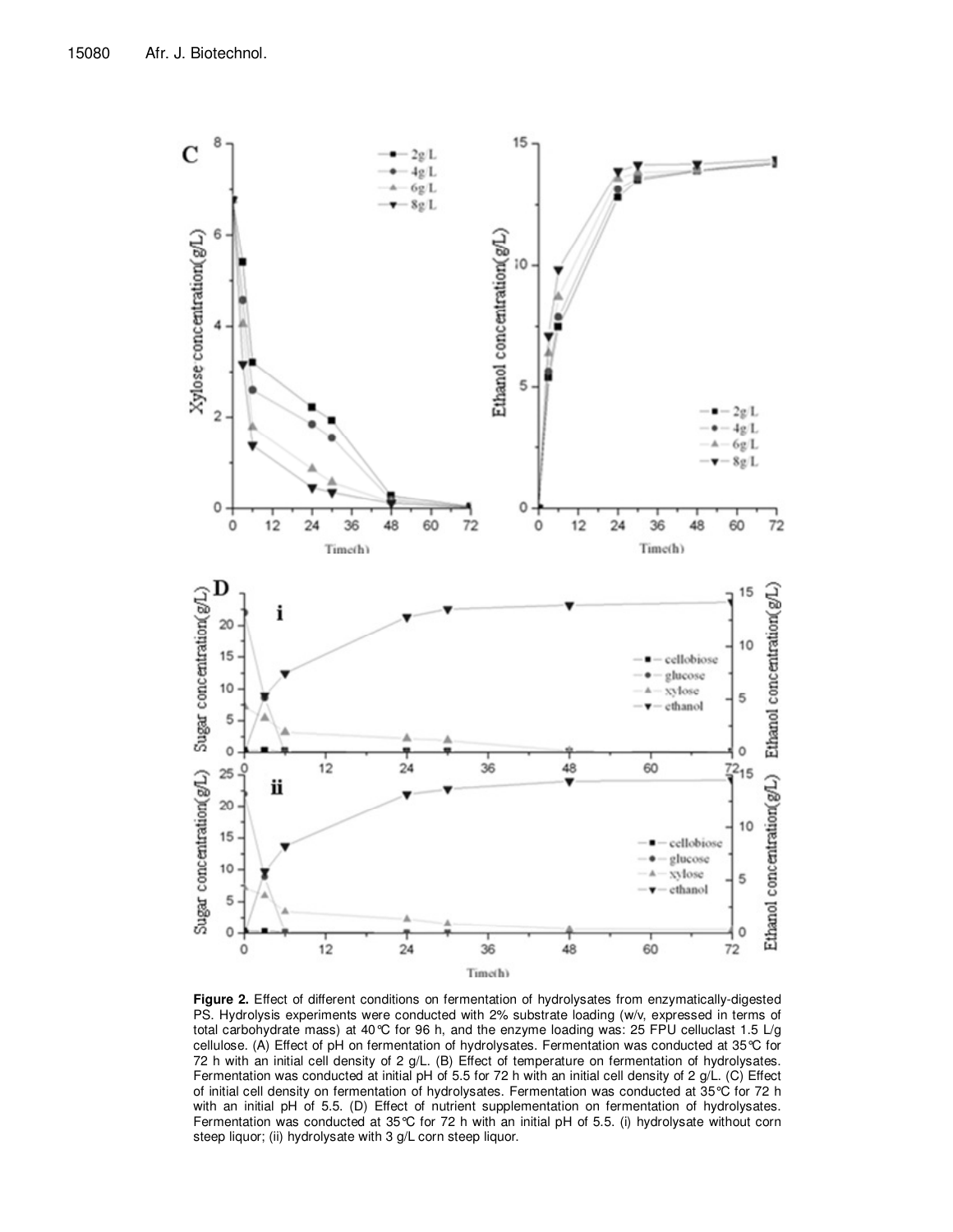**Figure 2.** Effect of different conditions on fermentation of hydrolysates from enzymatically-digested PS. Hydrolysis experiments were conducted with 2% substrate loading (w/v, expressed in terms of total carbohydrate mass) at 40°C for 96 h, and the enzyme loading was: 25 FPU celluclast 1.5 L/g cellulose. (A) Effect of pH on fermentation of hydrolysates. Fermentation was conducted at 35°C for 72 h with an initial cell density of 2 g/L. (B) Effect of temperature on fermentation of hydrolysates. Fermentation was conducted at initial pH of 5.5 for 72 h with an initial cell density of 2 g/L. (C) Effect of initial cell density on fermentation of hydrolysates. Fermentation was conducted at 35°C for 72 h with an initial pH of 5.5. (D) Effect of nutrient supplementation on fermentation of hydrolysates. Fermentation was conducted at 35°C for 72 h with an initial pH of 5.5. (i) hydrolysate without corn steep liquor; (ii) hydrolysate with 3 g/L corn steep liquor.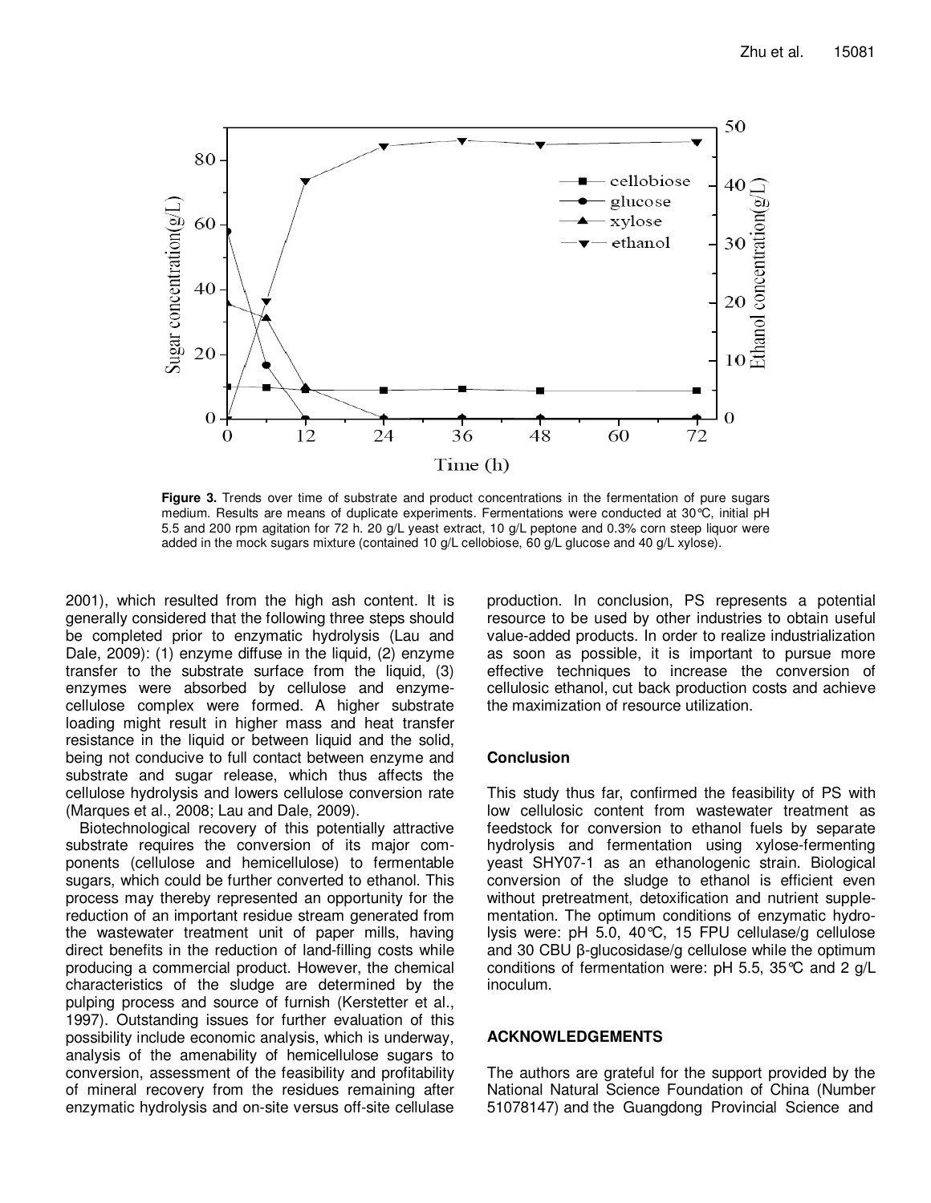**Figure 3.** Trends over time of substrate and product concentrations in the fermentation of pure sugars medium. Results are means of duplicate experiments. Fermentations were conducted at 30°C, initial pH 5.5 and 200 rpm agitation for 72 h. 20 g/L yeast extract, 10 g/L peptone and 0.3% corn steep liquor were added in the mock sugars mixture (contained 10 g/L cellobiose, 60 g/L glucose and 40 g/L xylose).

2001), which resulted from the high ash content. It is generally considered that the following three steps should be completed prior to enzymatic hydrolysis (Lau and Dale, 2009): (1) enzyme diffuse in the liquid, (2) enzyme transfer to the substrate surface from the liquid, (3) enzymes were absorbed by cellulose and enzyme-cellulose complex were formed. A higher substrate loading might result in higher mass and heat transfer resistance in the liquid or between liquid and the solid, being not conducive to full contact between enzyme and substrate and sugar release, which thus affects the cellulose hydrolysis and lowers cellulose conversion rate (Marques et al., 2008; Lau and Dale, 2009).

Biotechnological recovery of this potentially attractive substrate requires the conversion of its major components (cellulose and hemicellulose) to fermentable sugars, which could be further converted to ethanol. This process may thereby represented an opportunity for the reduction of an important residue stream generated from the wastewater treatment unit of paper mills, having direct benefits in the reduction of land-filling costs while producing a commercial product. However, the chemical characteristics of the sludge are determined by the pulping process and source of furnish (Kerstetter et al., 1997). Outstanding issues for further evaluation of this possibility include economic analysis, which is underway, analysis of the amenability of hemicellulose sugars to conversion, assessment of the feasibility and profitability of mineral recovery from the residues remaining after enzymatic hydrolysis and on-site versus off-site cellulase production. In conclusion, PS represents a potential resource to be used by other industries to obtain useful value-added products. In order to realize industrialization as soon as possible, it is important to pursue more effective techniques to increase the conversion of cellulosic ethanol, cut back production costs and achieve the maximization of resource utilization.

## Conclusion

This study thus far, confirmed the feasibility of PS with low cellulosic content from wastewater treatment as feedstock for conversion to ethanol fuels by separate hydrolysis and fermentation using xylose-fermenting yeast SHY07-1 as an ethanologenic strain. Biological conversion of the sludge to ethanol is efficient even without pretreatment, detoxification and nutrient supplementation. The optimum conditions of enzymatic hydrolysis were: pH 5.0, 40°C, 15 FPU cellulase/g cellulose and 30 CBU β-glucosidase/g cellulose while the optimum conditions of fermentation were: pH 5.5, 35°C and 2 g/L inoculum.

## ACKNOWLEDGEMENTS

The authors are grateful for the support provided by the National Natural Science Foundation of China (Number 51078147) and the Guangdong Provincial Science and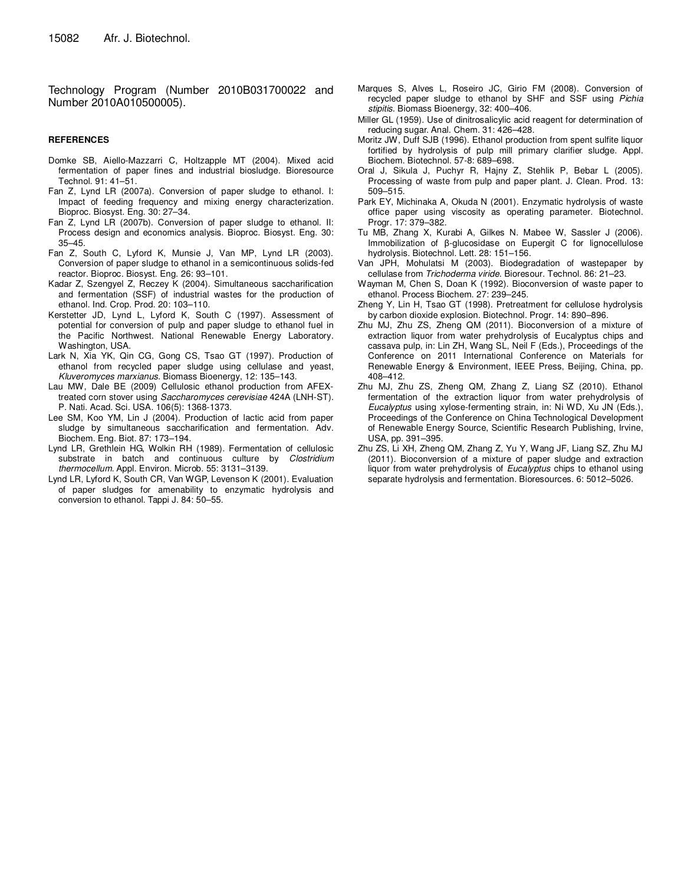Technology Program (Number 2010B031700022 and Number 2010A010500005).

## REFERENCES

Domke SB, Aiello-Mazzarri C, Holtzapple MT (2004). Mixed acid fermentation of paper fines and industrial biosludge. Bioresource Technol. 91: 41–51.

Fan Z, Lynd LR (2007a). Conversion of paper sludge to ethanol. I: Impact of feeding frequency and mixing energy characterization. Bioproc. Biosyst. Eng. 30: 27–34.

Fan Z, Lynd LR (2007b). Conversion of paper sludge to ethanol. II: Process design and economics analysis. Bioproc. Biosyst. Eng. 30: 35–45.

Fan Z, South C, Lyford K, Munsie J, Van MP, Lynd LR (2003). Conversion of paper sludge to ethanol in a semicontinuous solids-fed reactor. Bioproc. Biosyst. Eng. 26: 93–101.

Kadar Z, Szengyel Z, Reczey K (2004). Simultaneous saccharification and fermentation (SSF) of industrial wastes for the production of ethanol. Ind. Crop. Prod. 20: 103–110.

Kerstetter JD, Lynd L, Lyford K, South C (1997). Assessment of potential for conversion of pulp and paper sludge to ethanol fuel in the Pacific Northwest. National Renewable Energy Laboratory. Washington, USA.

Lark N, Xia YK, Qin CG, Gong CS, Tsao GT (1997). Production of ethanol from recycled paper sludge using cellulase and yeast, *Kluveromyces marxianus*. Biomass Bioenergy, 12: 135–143.

Lau MW, Dale BE (2009) Cellulosic ethanol production from AFEX-treated corn stover using *Saccharomyces cerevisiae* 424A (LNH-ST). P. Nati. Acad. Sci. USA. 106(5): 1368-1373.

Lee SM, Koo YM, Lin J (2004). Production of lactic acid from paper sludge by simultaneous saccharification and fermentation. Adv. Biochem. Eng. Biot. 87: 173–194.

Lynd LR, Grethlein HG, Wolkin RH (1989). Fermentation of cellulosic substrate in batch and continuous culture by *Clostridium thermocellum*. Appl. Environ. Microb. 55: 3131–3139.

Lynd LR, Lyford K, South CR, Van WGP, Levenson K (2001). Evaluation of paper sludges for amenability to enzymatic hydrolysis and conversion to ethanol. Tappi J. 84: 50–55.

Marques S, Alves L, Roseiro JC, Girio FM (2008). Conversion of recycled paper sludge to ethanol by SHF and SSF using *Pichia stipitis*. Biomass Bioenergy, 32: 400–406.

Miller GL (1959). Use of dinitrosalicylic acid reagent for determination of reducing sugar. Anal. Chem. 31: 426–428.

Moritz JW, Duff SJB (1996). Ethanol production from spent sulfite liquor fortified by hydrolysis of pulp mill primary clarifier sludge. Appl. Biochem. Biotechnol. 57-8: 689–698.

Oral J, Sikula J, Puchyr R, Hajny Z, Stehlik P, Bebar L (2005). Processing of waste from pulp and paper plant. J. Clean. Prod. 13: 509–515.

Park EY, Michinaka A, Okuda N (2001). Enzymatic hydrolysis of waste office paper using viscosity as operating parameter. Biotechnol. Progr. 17: 379–382.

Tu MB, Zhang X, Kurabi A, Gilkes N. Mabee W, Sassler J (2006). Immobilization of β-glucosidase on Eupergit C for lignocellulose hydrolysis. Biotechnol. Lett. 28: 151–156.

Van JPH, Mohulatsi M (2003). Biodegradation of wastepaper by cellulase from *Trichoderma viride*. Bioresour. Technol. 86: 21–23.

Wayman M, Chen S, Doan K (1992). Bioconversion of waste paper to ethanol. Process Biochem. 27: 239–245.

Zheng Y, Lin H, Tsao GT (1998). Pretreatment for cellulose hydrolysis by carbon dioxide explosion. Biotechnol. Progr. 14: 890–896.

Zhu MJ, Zhu ZS, Zheng QM (2011). Bioconversion of a mixture of extraction liquor from water prehydrolysis of Eucalyptus chips and cassava pulp, in: Lin ZH, Wang SL, Neil F (Eds.), Proceedings of the Conference on 2011 International Conference on Materials for Renewable Energy & Environment, IEEE Press, Beijing, China, pp. 408–412.

Zhu MJ, Zhu ZS, Zheng QM, Zhang Z, Liang SZ (2010). Ethanol fermentation of the extraction liquor from water prehydrolysis of *Eucalyptus* using xylose-fermenting strain, in: Ni WD, Xu JN (Eds.), Proceedings of the Conference on China Technological Development of Renewable Energy Source, Scientific Research Publishing, Irvine, USA, pp. 391–395.

Zhu ZS, Li XH, Zheng QM, Zhang Z, Yu Y, Wang JF, Liang SZ, Zhu MJ (2011). Bioconversion of a mixture of paper sludge and extraction liquor from water prehydrolysis of *Eucalyptus* chips to ethanol using separate hydrolysis and fermentation. Bioresources. 6: 5012–5026.